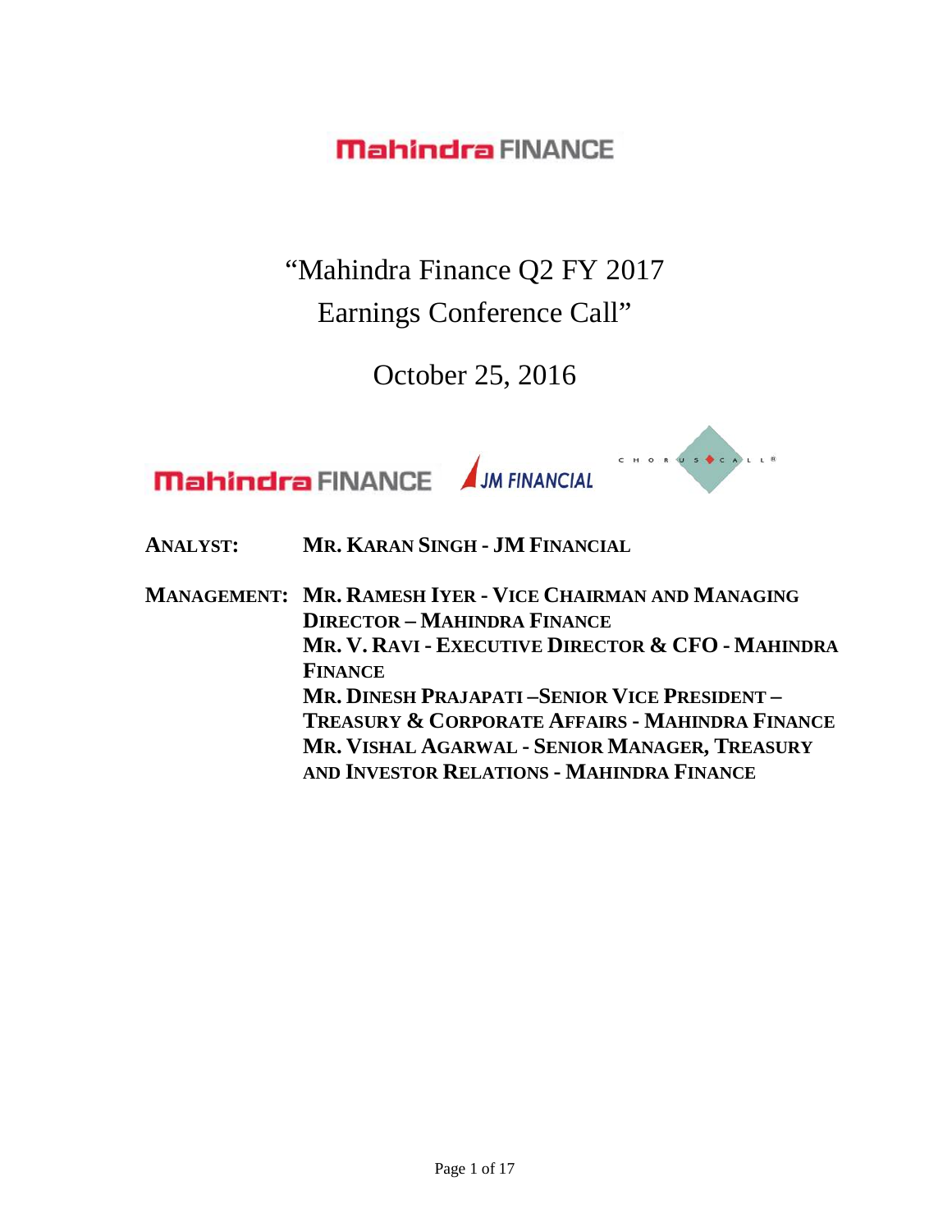# "Mahindra Finance Q2 FY 2017 Earnings Conference Call"

October 25, 2016

**ANALYST:** MR. KARAN SINGH - JM FINANCIAL

**MANAGEMENT:** MR. RAMESH IYER - VICE CHAIRMAN AND MANAGING DIRECTOR – MAHINDRA FINANCE

MR. V. RAVI - EXECUTIVE DIRECTOR & CFO - MAHINDRA FINANCE

MR. DINESH PRAJAPATI –SENIOR VICE PRESIDENT – TREASURY & CORPORATE AFFAIRS - MAHINDRA FINANCE

MR. VISHAL AGARWAL - SENIOR MANAGER, TREASURY AND INVESTOR RELATIONS - MAHINDRA FINANCE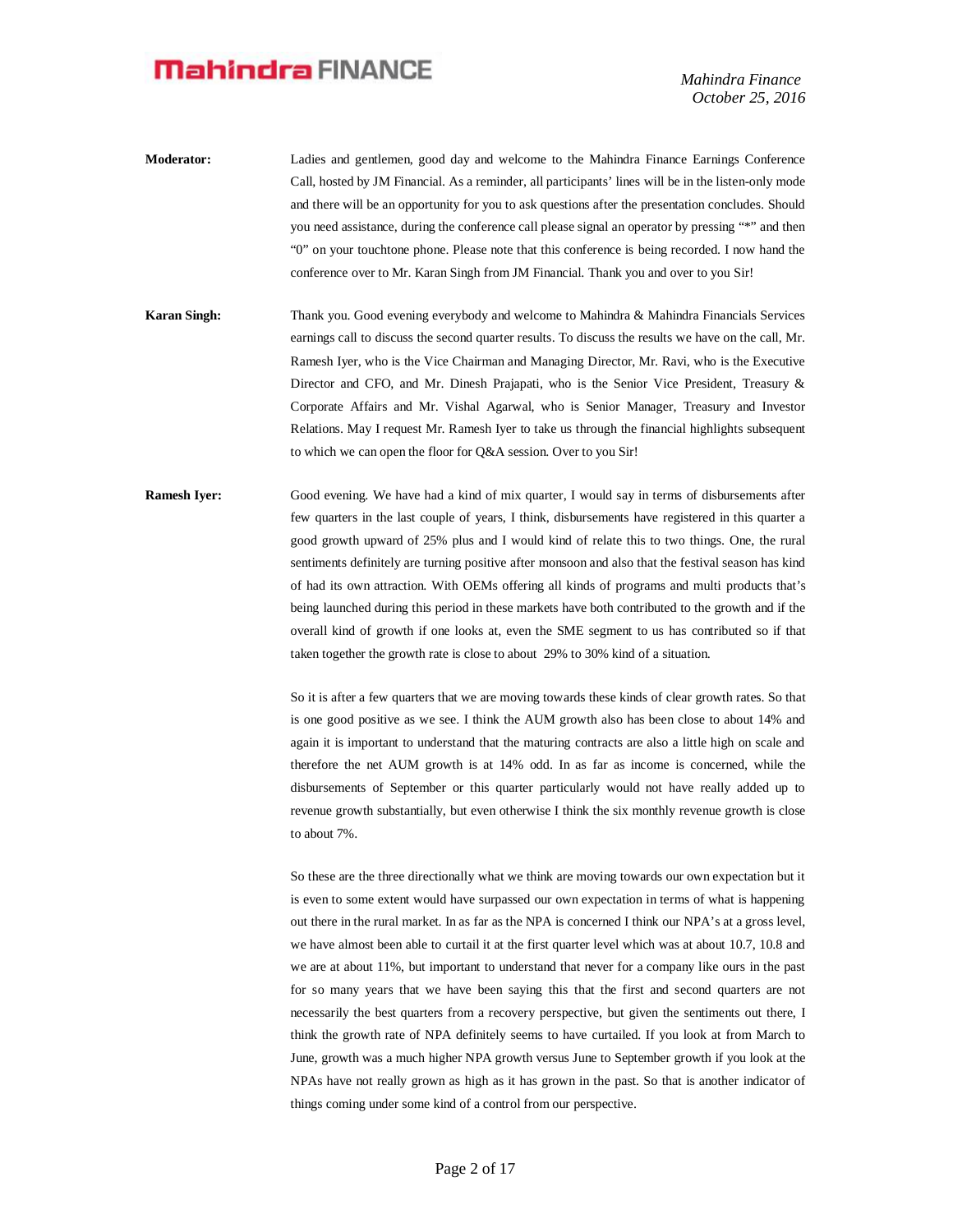**Moderator:** Ladies and gentlemen, good day and welcome to the Mahindra Finance Earnings Conference Call, hosted by JM Financial. As a reminder, all participants' lines will be in the listen-only mode and there will be an opportunity for you to ask questions after the presentation concludes. Should you need assistance, during the conference call please signal an operator by pressing "*" and then "0" on your touchtone phone. Please note that this conference is being recorded. I now hand the conference over to Mr. Karan Singh from JM Financial. Thank you and over to you Sir!

**Karan Singh:** Thank you. Good evening everybody and welcome to Mahindra & Mahindra Financials Services earnings call to discuss the second quarter results. To discuss the results we have on the call, Mr. Ramesh Iyer, who is the Vice Chairman and Managing Director, Mr. Ravi, who is the Executive Director and CFO, and Mr. Dinesh Prajapati, who is the Senior Vice President, Treasury & Corporate Affairs and Mr. Vishal Agarwal, who is Senior Manager, Treasury and Investor Relations. May I request Mr. Ramesh Iyer to take us through the financial highlights subsequent to which we can open the floor for Q&A session. Over to you Sir!

**Ramesh Iyer:** Good evening. We have had a kind of mix quarter, I would say in terms of disbursements after few quarters in the last couple of years, I think, disbursements have registered in this quarter a good growth upward of 25% plus and I would kind of relate this to two things. One, the rural sentiments definitely are turning positive after monsoon and also that the festival season has kind of had its own attraction. With OEMs offering all kinds of programs and multi products that's being launched during this period in these markets have both contributed to the growth and if the overall kind of growth if one looks at, even the SME segment to us has contributed so if that taken together the growth rate is close to about 29% to 30% kind of a situation.

So it is after a few quarters that we are moving towards these kinds of clear growth rates. So that is one good positive as we see. I think the AUM growth also has been close to about 14% and again it is important to understand that the maturing contracts are also a little high on scale and therefore the net AUM growth is at 14% odd. In as far as income is concerned, while the disbursements of September or this quarter particularly would not have really added up to revenue growth substantially, but even otherwise I think the six monthly revenue growth is close to about 7%.

So these are the three directionally what we think are moving towards our own expectation but it is even to some extent would have surpassed our own expectation in terms of what is happening out there in the rural market. In as far as the NPA is concerned I think our NPA's at a gross level, we have almost been able to curtail it at the first quarter level which was at about 10.7, 10.8 and we are at about 11%, but important to understand that never for a company like ours in the past for so many years that we have been saying this that the first and second quarters are not necessarily the best quarters from a recovery perspective, but given the sentiments out there, I think the growth rate of NPA definitely seems to have curtailed. If you look at from March to June, growth was a much higher NPA growth versus June to September growth if you look at the NPAs have not really grown as high as it has grown in the past. So that is another indicator of things coming under some kind of a control from our perspective.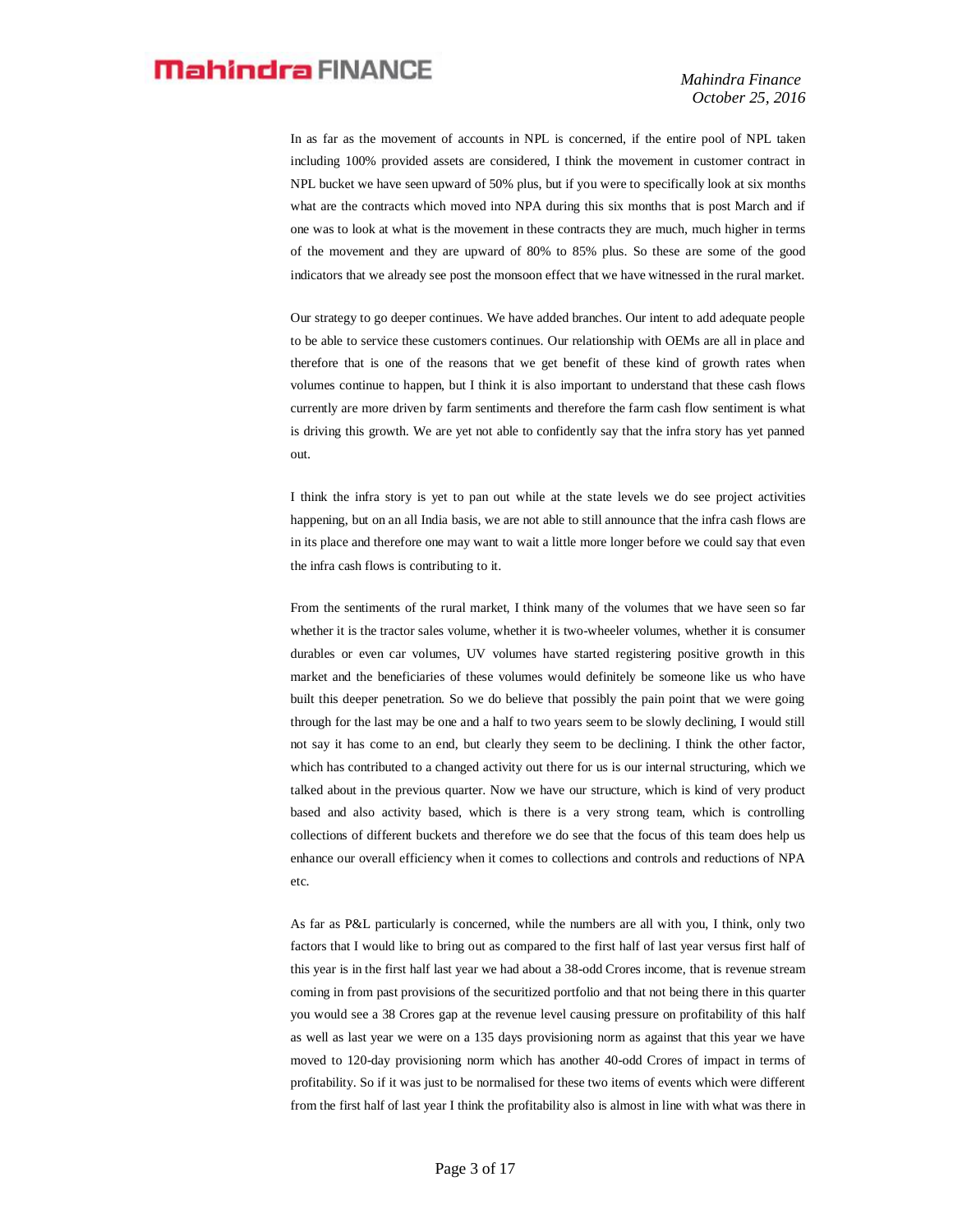In as far as the movement of accounts in NPL is concerned, if the entire pool of NPL taken including 100% provided assets are considered, I think the movement in customer contract in NPL bucket we have seen upward of 50% plus, but if you were to specifically look at six months what are the contracts which moved into NPA during this six months that is post March and if one was to look at what is the movement in these contracts they are much, much higher in terms of the movement and they are upward of 80% to 85% plus. So these are some of the good indicators that we already see post the monsoon effect that we have witnessed in the rural market.

Our strategy to go deeper continues. We have added branches. Our intent to add adequate people to be able to service these customers continues. Our relationship with OEMs are all in place and therefore that is one of the reasons that we get benefit of these kind of growth rates when volumes continue to happen, but I think it is also important to understand that these cash flows currently are more driven by farm sentiments and therefore the farm cash flow sentiment is what is driving this growth. We are yet not able to confidently say that the infra story has yet panned out.

I think the infra story is yet to pan out while at the state levels we do see project activities happening, but on an all India basis, we are not able to still announce that the infra cash flows are in its place and therefore one may want to wait a little more longer before we could say that even the infra cash flows is contributing to it.

From the sentiments of the rural market, I think many of the volumes that we have seen so far whether it is the tractor sales volume, whether it is two-wheeler volumes, whether it is consumer durables or even car volumes, UV volumes have started registering positive growth in this market and the beneficiaries of these volumes would definitely be someone like us who have built this deeper penetration. So we do believe that possibly the pain point that we were going through for the last may be one and a half to two years seem to be slowly declining, I would still not say it has come to an end, but clearly they seem to be declining. I think the other factor, which has contributed to a changed activity out there for us is our internal structuring, which we talked about in the previous quarter. Now we have our structure, which is kind of very product based and also activity based, which is there is a very strong team, which is controlling collections of different buckets and therefore we do see that the focus of this team does help us enhance our overall efficiency when it comes to collections and controls and reductions of NPA etc.

As far as P&L particularly is concerned, while the numbers are all with you, I think, only two factors that I would like to bring out as compared to the first half of last year versus first half of this year is in the first half last year we had about a 38-odd Crores income, that is revenue stream coming in from past provisions of the securitized portfolio and that not being there in this quarter you would see a 38 Crores gap at the revenue level causing pressure on profitability of this half as well as last year we were on a 135 days provisioning norm as against that this year we have moved to 120-day provisioning norm which has another 40-odd Crores of impact in terms of profitability. So if it was just to be normalised for these two items of events which were different from the first half of last year I think the profitability also is almost in line with what was there in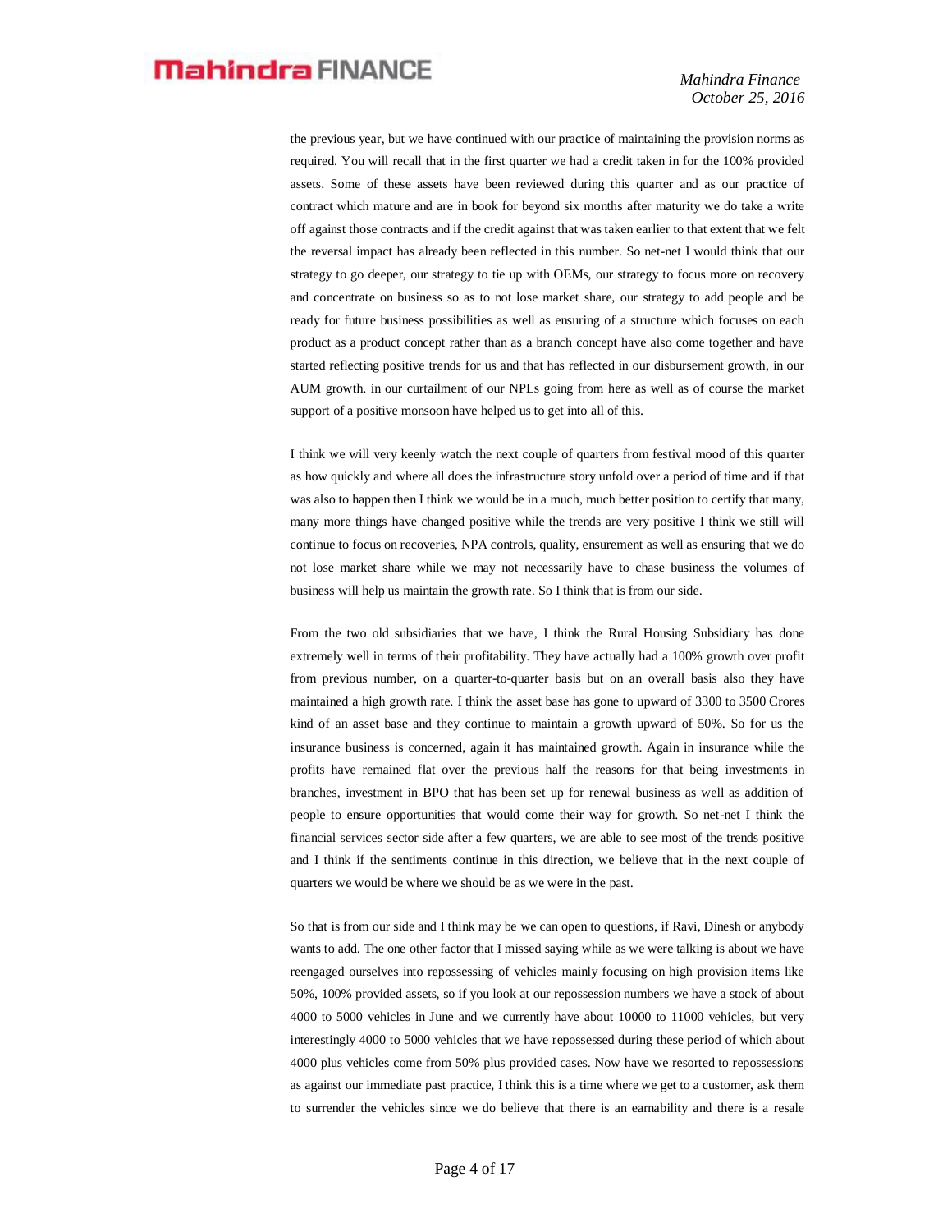the previous year, but we have continued with our practice of maintaining the provision norms as required. You will recall that in the first quarter we had a credit taken in for the 100% provided assets. Some of these assets have been reviewed during this quarter and as our practice of contract which mature and are in book for beyond six months after maturity we do take a write off against those contracts and if the credit against that was taken earlier to that extent that we felt the reversal impact has already been reflected in this number. So net-net I would think that our strategy to go deeper, our strategy to tie up with OEMs, our strategy to focus more on recovery and concentrate on business so as to not lose market share, our strategy to add people and be ready for future business possibilities as well as ensuring of a structure which focuses on each product as a product concept rather than as a branch concept have also come together and have started reflecting positive trends for us and that has reflected in our disbursement growth, in our AUM growth. in our curtailment of our NPLs going from here as well as of course the market support of a positive monsoon have helped us to get into all of this.

I think we will very keenly watch the next couple of quarters from festival mood of this quarter as how quickly and where all does the infrastructure story unfold over a period of time and if that was also to happen then I think we would be in a much, much better position to certify that many, many more things have changed positive while the trends are very positive I think we still will continue to focus on recoveries, NPA controls, quality, ensurement as well as ensuring that we do not lose market share while we may not necessarily have to chase business the volumes of business will help us maintain the growth rate. So I think that is from our side.

From the two old subsidiaries that we have, I think the Rural Housing Subsidiary has done extremely well in terms of their profitability. They have actually had a 100% growth over profit from previous number, on a quarter-to-quarter basis but on an overall basis also they have maintained a high growth rate. I think the asset base has gone to upward of 3300 to 3500 Crores kind of an asset base and they continue to maintain a growth upward of 50%. So for us the insurance business is concerned, again it has maintained growth. Again in insurance while the profits have remained flat over the previous half the reasons for that being investments in branches, investment in BPO that has been set up for renewal business as well as addition of people to ensure opportunities that would come their way for growth. So net-net I think the financial services sector side after a few quarters, we are able to see most of the trends positive and I think if the sentiments continue in this direction, we believe that in the next couple of quarters we would be where we should be as we were in the past.

So that is from our side and I think may be we can open to questions, if Ravi, Dinesh or anybody wants to add. The one other factor that I missed saying while as we were talking is about we have reengaged ourselves into repossessing of vehicles mainly focusing on high provision items like 50%, 100% provided assets, so if you look at our repossession numbers we have a stock of about 4000 to 5000 vehicles in June and we currently have about 10000 to 11000 vehicles, but very interestingly 4000 to 5000 vehicles that we have repossessed during these period of which about 4000 plus vehicles come from 50% plus provided cases. Now have we resorted to repossessions as against our immediate past practice, I think this is a time where we get to a customer, ask them to surrender the vehicles since we do believe that there is an earnability and there is a resale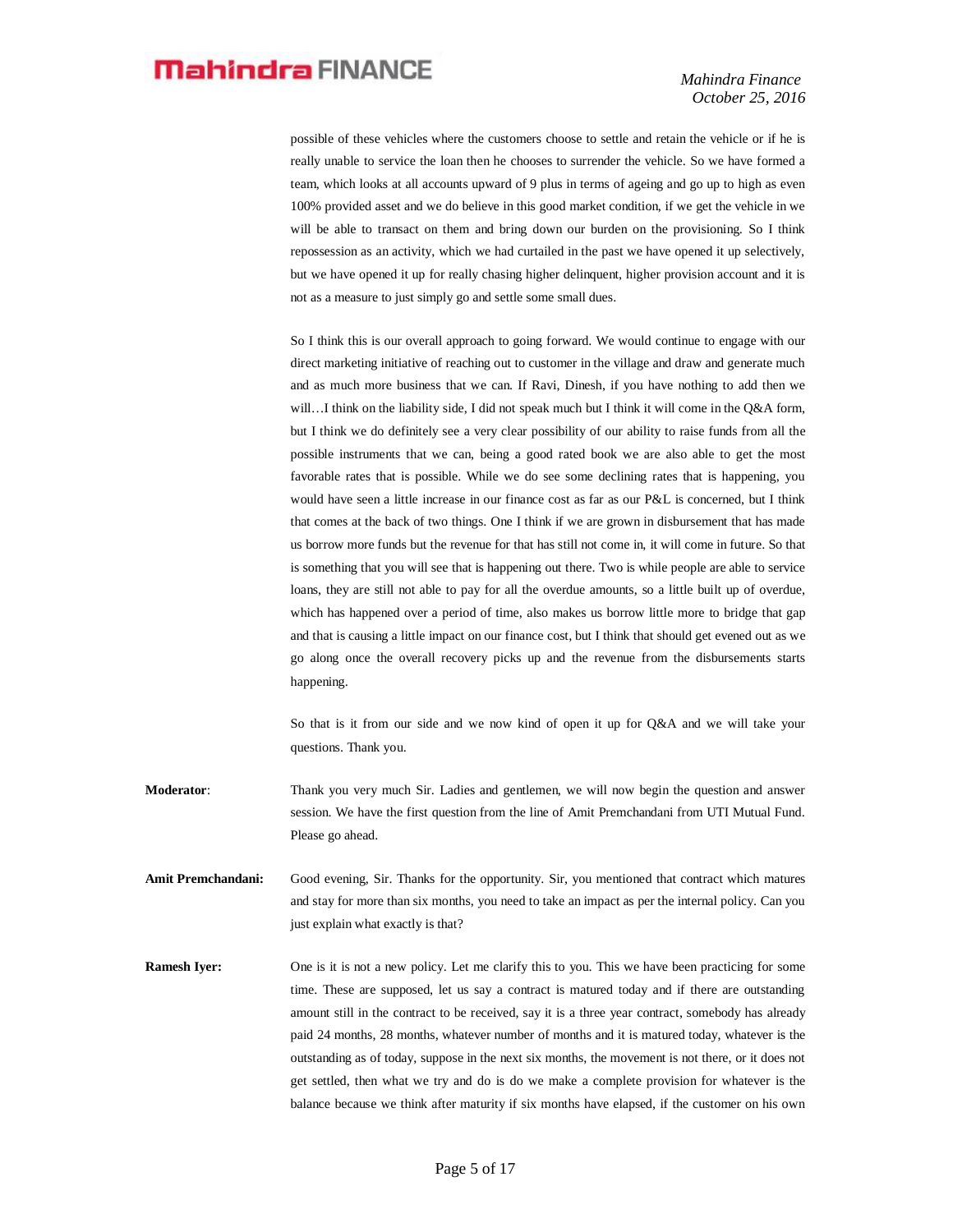possible of these vehicles where the customers choose to settle and retain the vehicle or if he is really unable to service the loan then he chooses to surrender the vehicle. So we have formed a team, which looks at all accounts upward of 9 plus in terms of ageing and go up to high as even 100% provided asset and we do believe in this good market condition, if we get the vehicle in we will be able to transact on them and bring down our burden on the provisioning. So I think repossession as an activity, which we had curtailed in the past we have opened it up selectively, but we have opened it up for really chasing higher delinquent, higher provision account and it is not as a measure to just simply go and settle some small dues.

So I think this is our overall approach to going forward. We would continue to engage with our direct marketing initiative of reaching out to customer in the village and draw and generate much and as much more business that we can. If Ravi, Dinesh, if you have nothing to add then we will…I think on the liability side, I did not speak much but I think it will come in the Q&A form, but I think we do definitely see a very clear possibility of our ability to raise funds from all the possible instruments that we can, being a good rated book we are also able to get the most favorable rates that is possible. While we do see some declining rates that is happening, you would have seen a little increase in our finance cost as far as our P&L is concerned, but I think that comes at the back of two things. One I think if we are grown in disbursement that has made us borrow more funds but the revenue for that has still not come in, it will come in future. So that is something that you will see that is happening out there. Two is while people are able to service loans, they are still not able to pay for all the overdue amounts, so a little built up of overdue, which has happened over a period of time, also makes us borrow little more to bridge that gap and that is causing a little impact on our finance cost, but I think that should get evened out as we go along once the overall recovery picks up and the revenue from the disbursements starts happening.

So that is it from our side and we now kind of open it up for Q&A and we will take your questions. Thank you.

**Moderator**: Thank you very much Sir. Ladies and gentlemen, we will now begin the question and answer session. We have the first question from the line of Amit Premchandani from UTI Mutual Fund. Please go ahead.

**Amit Premchandani:** Good evening, Sir. Thanks for the opportunity. Sir, you mentioned that contract which matures and stay for more than six months, you need to take an impact as per the internal policy. Can you just explain what exactly is that?

**Ramesh Iyer:** One is it is not a new policy. Let me clarify this to you. This we have been practicing for some time. These are supposed, let us say a contract is matured today and if there are outstanding amount still in the contract to be received, say it is a three year contract, somebody has already paid 24 months, 28 months, whatever number of months and it is matured today, whatever is the outstanding as of today, suppose in the next six months, the movement is not there, or it does not get settled, then what we try and do is do we make a complete provision for whatever is the balance because we think after maturity if six months have elapsed, if the customer on his own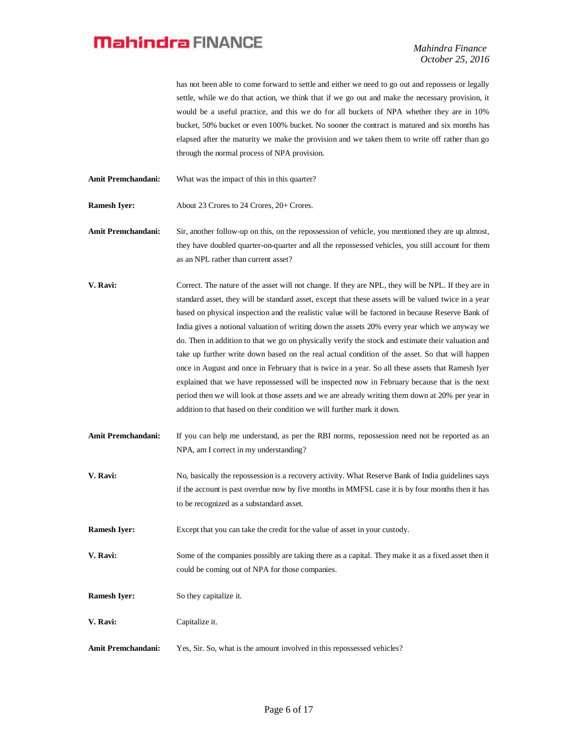has not been able to come forward to settle and either we need to go out and repossess or legally settle, while we do that action, we think that if we go out and make the necessary provision, it would be a useful practice, and this we do for all buckets of NPA whether they are in 10% bucket, 50% bucket or even 100% bucket. No sooner the contract is matured and six months has elapsed after the maturity we make the provision and we taken them to write off rather than go through the normal process of NPA provision.

**Amit Premchandani:** What was the impact of this in this quarter?

**Ramesh Iyer:** About 23 Crores to 24 Crores, 20+ Crores.

**Amit Premchandani:** Sir, another follow-up on this, on the repossession of vehicle, you mentioned they are up almost, they have doubled quarter-on-quarter and all the repossessed vehicles, you still account for them as an NPL rather than current asset?

**V. Ravi:** Correct. The nature of the asset will not change. If they are NPL, they will be NPL. If they are in standard asset, they will be standard asset, except that these assets will be valued twice in a year based on physical inspection and the realistic value will be factored in because Reserve Bank of India gives a notional valuation of writing down the assets 20% every year which we anyway we do. Then in addition to that we go on physically verify the stock and estimate their valuation and take up further write down based on the real actual condition of the asset. So that will happen once in August and once in February that is twice in a year. So all these assets that Ramesh Iyer explained that we have repossessed will be inspected now in February because that is the next period then we will look at those assets and we are already writing them down at 20% per year in addition to that based on their condition we will further mark it down.

**Amit Premchandani:** If you can help me understand, as per the RBI norms, repossession need not be reported as an NPA, am I correct in my understanding?

**V. Ravi:** No, basically the repossession is a recovery activity. What Reserve Bank of India guidelines says if the account is past overdue now by five months in MMFSL case it is by four months then it has to be recognized as a substandard asset.

**Ramesh Iyer:** Except that you can take the credit for the value of asset in your custody.

**V. Ravi:** Some of the companies possibly are taking there as a capital. They make it as a fixed asset then it could be coming out of NPA for those companies.

**Ramesh Iyer:** So they capitalize it.

**V. Ravi:** Capitalize it.

**Amit Premchandani:** Yes, Sir. So, what is the amount involved in this repossessed vehicles?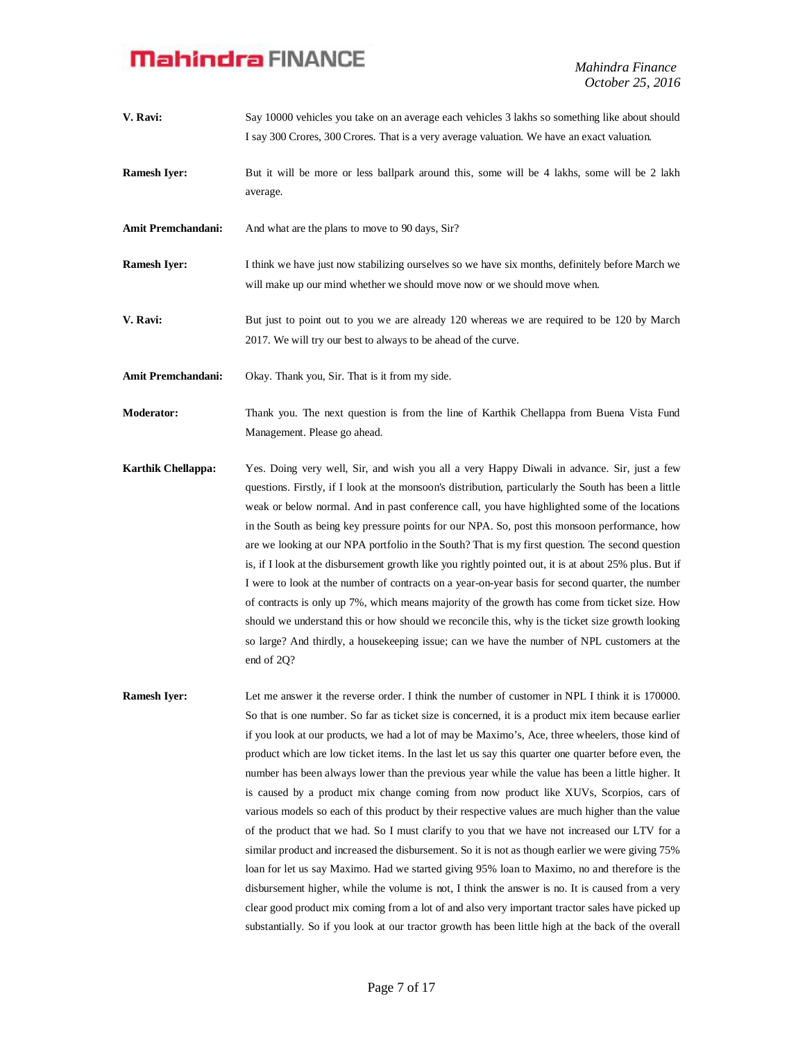**V. Ravi:** Say 10000 vehicles you take on an average each vehicles 3 lakhs so something like about should I say 300 Crores, 300 Crores. That is a very average valuation. We have an exact valuation.

**Ramesh Iyer:** But it will be more or less ballpark around this, some will be 4 lakhs, some will be 2 lakh average.

**Amit Premchandani:** And what are the plans to move to 90 days, Sir?

**Ramesh Iyer:** I think we have just now stabilizing ourselves so we have six months, definitely before March we will make up our mind whether we should move now or we should move when.

**V. Ravi:** But just to point out to you we are already 120 whereas we are required to be 120 by March 2017. We will try our best to always to be ahead of the curve.

**Amit Premchandani:** Okay. Thank you, Sir. That is it from my side.

**Moderator:** Thank you. The next question is from the line of Karthik Chellappa from Buena Vista Fund Management. Please go ahead.

**Karthik Chellappa:** Yes. Doing very well, Sir, and wish you all a very Happy Diwali in advance. Sir, just a few questions. Firstly, if I look at the monsoon's distribution, particularly the South has been a little weak or below normal. And in past conference call, you have highlighted some of the locations in the South as being key pressure points for our NPA. So, post this monsoon performance, how are we looking at our NPA portfolio in the South? That is my first question. The second question is, if I look at the disbursement growth like you rightly pointed out, it is at about 25% plus. But if I were to look at the number of contracts on a year-on-year basis for second quarter, the number of contracts is only up 7%, which means majority of the growth has come from ticket size. How should we understand this or how should we reconcile this, why is the ticket size growth looking so large? And thirdly, a housekeeping issue; can we have the number of NPL customers at the end of 2Q?

**Ramesh Iyer:** Let me answer it the reverse order. I think the number of customer in NPL I think it is 170000. So that is one number. So far as ticket size is concerned, it is a product mix item because earlier if you look at our products, we had a lot of may be Maximo's, Ace, three wheelers, those kind of product which are low ticket items. In the last let us say this quarter one quarter before even, the number has been always lower than the previous year while the value has been a little higher. It is caused by a product mix change coming from now product like XUVs, Scorpios, cars of various models so each of this product by their respective values are much higher than the value of the product that we had. So I must clarify to you that we have not increased our LTV for a similar product and increased the disbursement. So it is not as though earlier we were giving 75% loan for let us say Maximo. Had we started giving 95% loan to Maximo, no and therefore is the disbursement higher, while the volume is not, I think the answer is no. It is caused from a very clear good product mix coming from a lot of and also very important tractor sales have picked up substantially. So if you look at our tractor growth has been little high at the back of the overall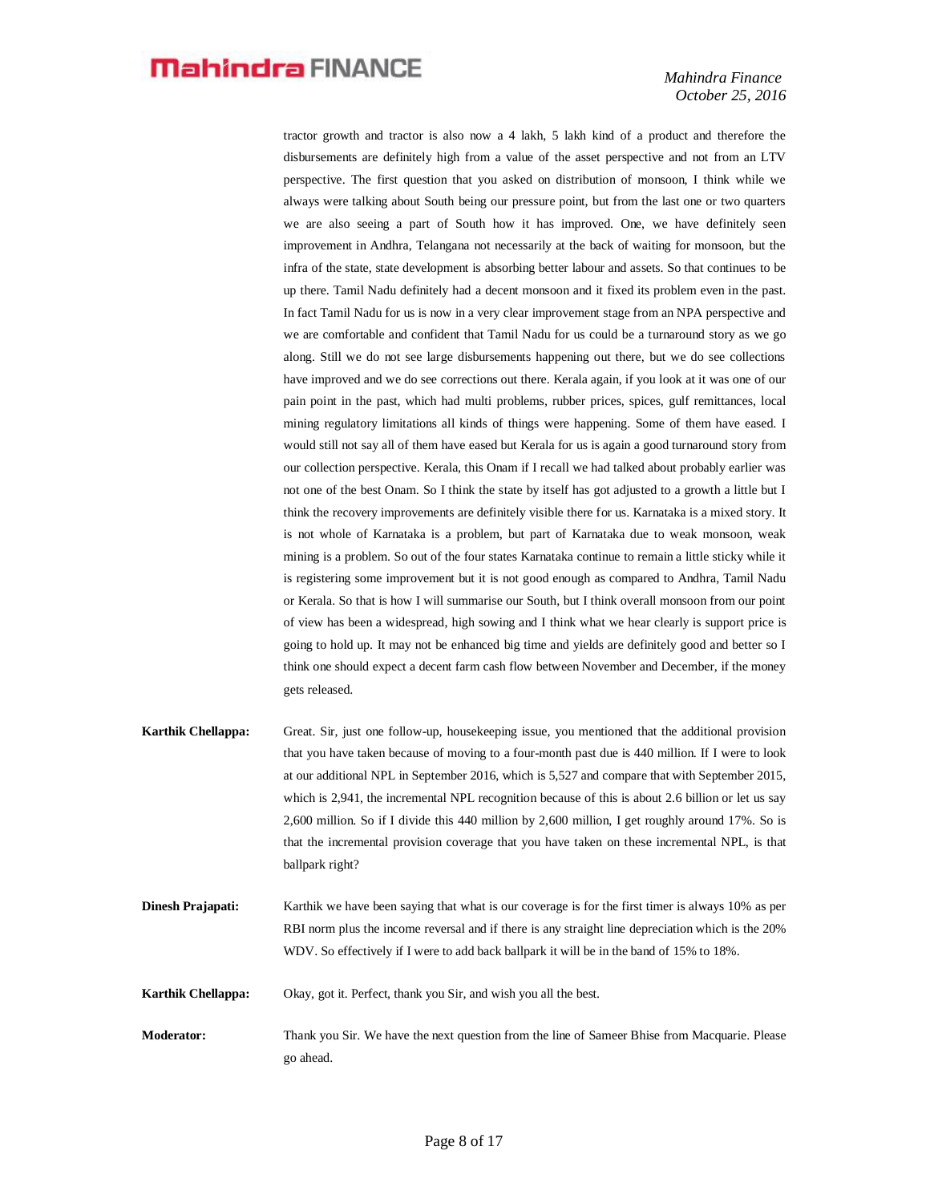tractor growth and tractor is also now a 4 lakh, 5 lakh kind of a product and therefore the disbursements are definitely high from a value of the asset perspective and not from an LTV perspective. The first question that you asked on distribution of monsoon, I think while we always were talking about South being our pressure point, but from the last one or two quarters we are also seeing a part of South how it has improved. One, we have definitely seen improvement in Andhra, Telangana not necessarily at the back of waiting for monsoon, but the infra of the state, state development is absorbing better labour and assets. So that continues to be up there. Tamil Nadu definitely had a decent monsoon and it fixed its problem even in the past. In fact Tamil Nadu for us is now in a very clear improvement stage from an NPA perspective and we are comfortable and confident that Tamil Nadu for us could be a turnaround story as we go along. Still we do not see large disbursements happening out there, but we do see collections have improved and we do see corrections out there. Kerala again, if you look at it was one of our pain point in the past, which had multi problems, rubber prices, spices, gulf remittances, local mining regulatory limitations all kinds of things were happening. Some of them have eased. I would still not say all of them have eased but Kerala for us is again a good turnaround story from our collection perspective. Kerala, this Onam if I recall we had talked about probably earlier was not one of the best Onam. So I think the state by itself has got adjusted to a growth a little but I think the recovery improvements are definitely visible there for us. Karnataka is a mixed story. It is not whole of Karnataka is a problem, but part of Karnataka due to weak monsoon, weak mining is a problem. So out of the four states Karnataka continue to remain a little sticky while it is registering some improvement but it is not good enough as compared to Andhra, Tamil Nadu or Kerala. So that is how I will summarise our South, but I think overall monsoon from our point of view has been a widespread, high sowing and I think what we hear clearly is support price is going to hold up. It may not be enhanced big time and yields are definitely good and better so I think one should expect a decent farm cash flow between November and December, if the money gets released.

**Karthik Chellappa:** Great. Sir, just one follow-up, housekeeping issue, you mentioned that the additional provision that you have taken because of moving to a four-month past due is 440 million. If I were to look at our additional NPL in September 2016, which is 5,527 and compare that with September 2015, which is 2,941, the incremental NPL recognition because of this is about 2.6 billion or let us say 2,600 million. So if I divide this 440 million by 2,600 million, I get roughly around 17%. So is that the incremental provision coverage that you have taken on these incremental NPL, is that ballpark right?

**Dinesh Prajapati:** Karthik we have been saying that what is our coverage is for the first timer is always 10% as per RBI norm plus the income reversal and if there is any straight line depreciation which is the 20% WDV. So effectively if I were to add back ballpark it will be in the band of 15% to 18%.

**Karthik Chellappa:** Okay, got it. Perfect, thank you Sir, and wish you all the best.

**Moderator:** Thank you Sir. We have the next question from the line of Sameer Bhise from Macquarie. Please go ahead.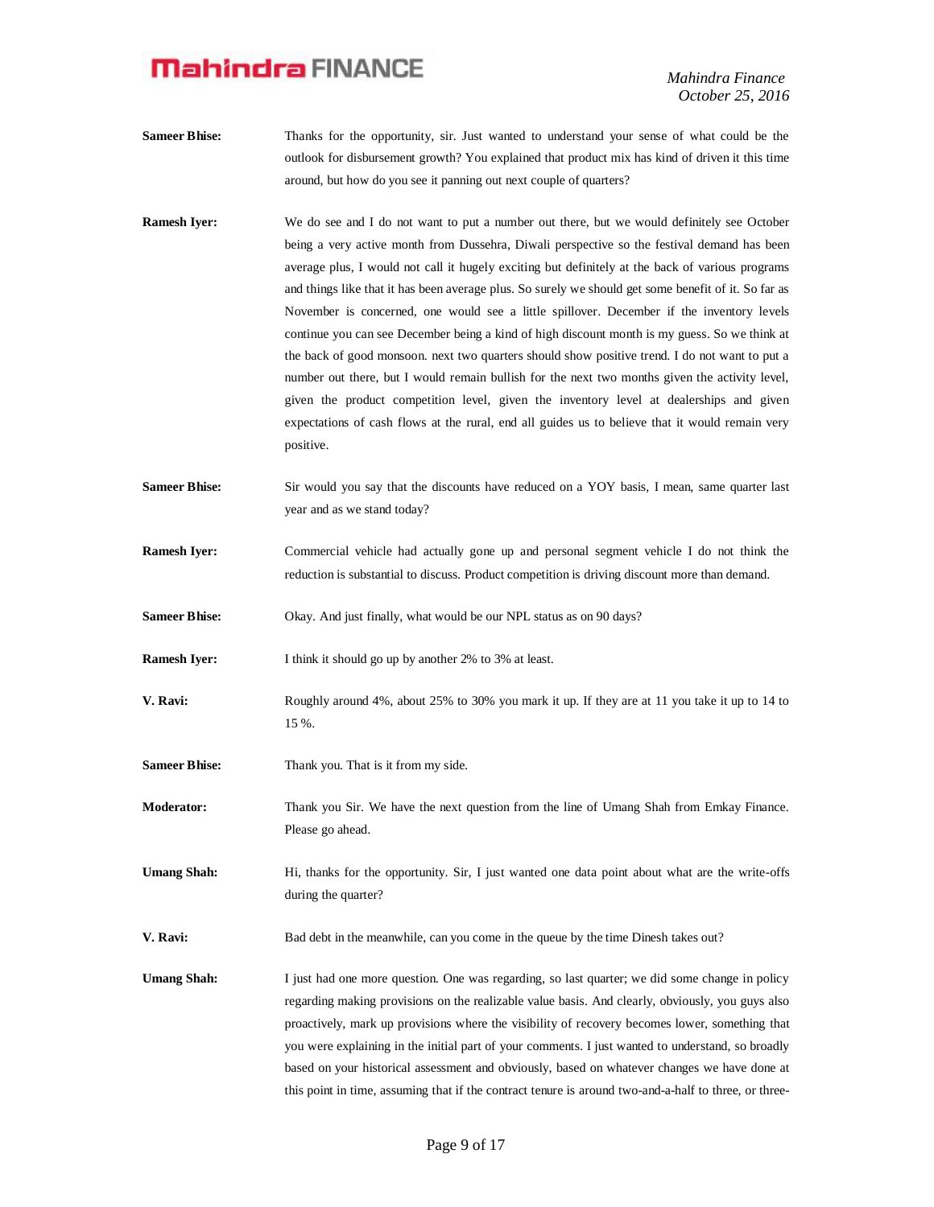**Sameer Bhise:** Thanks for the opportunity, sir. Just wanted to understand your sense of what could be the outlook for disbursement growth? You explained that product mix has kind of driven it this time around, but how do you see it panning out next couple of quarters?

**Ramesh Iyer:** We do see and I do not want to put a number out there, but we would definitely see October being a very active month from Dussehra, Diwali perspective so the festival demand has been average plus, I would not call it hugely exciting but definitely at the back of various programs and things like that it has been average plus. So surely we should get some benefit of it. So far as November is concerned, one would see a little spillover. December if the inventory levels continue you can see December being a kind of high discount month is my guess. So we think at the back of good monsoon. next two quarters should show positive trend. I do not want to put a number out there, but I would remain bullish for the next two months given the activity level, given the product competition level, given the inventory level at dealerships and given expectations of cash flows at the rural, end all guides us to believe that it would remain very positive.

**Sameer Bhise:** Sir would you say that the discounts have reduced on a YOY basis, I mean, same quarter last year and as we stand today?

**Ramesh Iyer:** Commercial vehicle had actually gone up and personal segment vehicle I do not think the reduction is substantial to discuss. Product competition is driving discount more than demand.

**Sameer Bhise:** Okay. And just finally, what would be our NPL status as on 90 days?

**Ramesh Iyer:** I think it should go up by another 2% to 3% at least.

**V. Ravi:** Roughly around 4%, about 25% to 30% you mark it up. If they are at 11 you take it up to 14 to 15 %.

**Sameer Bhise:** Thank you. That is it from my side.

**Moderator:** Thank you Sir. We have the next question from the line of Umang Shah from Emkay Finance. Please go ahead.

**Umang Shah:** Hi, thanks for the opportunity. Sir, I just wanted one data point about what are the write-offs during the quarter?

**V. Ravi:** Bad debt in the meanwhile, can you come in the queue by the time Dinesh takes out?

**Umang Shah:** I just had one more question. One was regarding, so last quarter; we did some change in policy regarding making provisions on the realizable value basis. And clearly, obviously, you guys also proactively, mark up provisions where the visibility of recovery becomes lower, something that you were explaining in the initial part of your comments. I just wanted to understand, so broadly based on your historical assessment and obviously, based on whatever changes we have done at this point in time, assuming that if the contract tenure is around two-and-a-half to three, or three-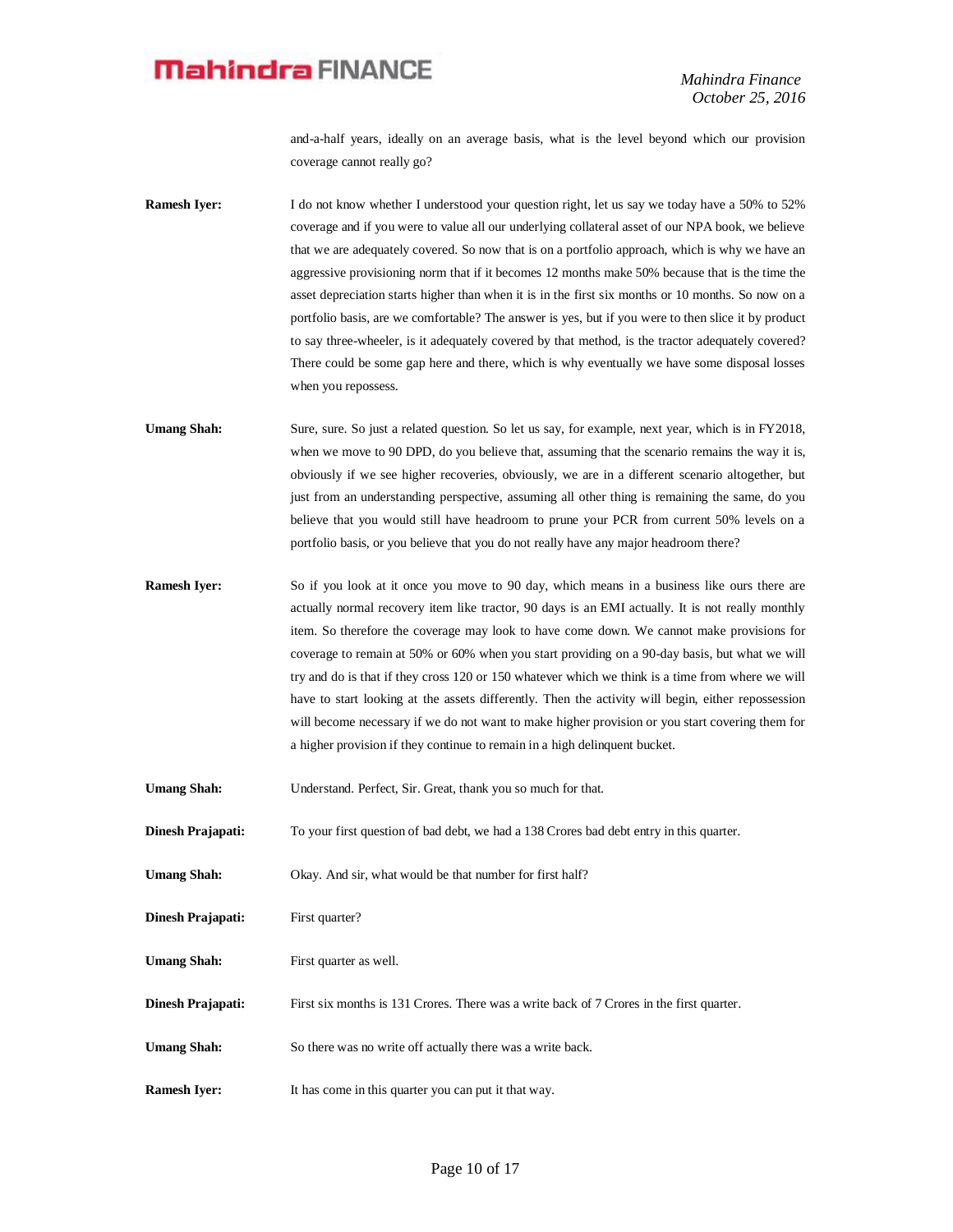and-a-half years, ideally on an average basis, what is the level beyond which our provision coverage cannot really go?

**Ramesh Iyer:** I do not know whether I understood your question right, let us say we today have a 50% to 52% coverage and if you were to value all our underlying collateral asset of our NPA book, we believe that we are adequately covered. So now that is on a portfolio approach, which is why we have an aggressive provisioning norm that if it becomes 12 months make 50% because that is the time the asset depreciation starts higher than when it is in the first six months or 10 months. So now on a portfolio basis, are we comfortable? The answer is yes, but if you were to then slice it by product to say three-wheeler, is it adequately covered by that method, is the tractor adequately covered? There could be some gap here and there, which is why eventually we have some disposal losses when you repossess.

**Umang Shah:** Sure, sure. So just a related question. So let us say, for example, next year, which is in FY2018, when we move to 90 DPD, do you believe that, assuming that the scenario remains the way it is, obviously if we see higher recoveries, obviously, we are in a different scenario altogether, but just from an understanding perspective, assuming all other thing is remaining the same, do you believe that you would still have headroom to prune your PCR from current 50% levels on a portfolio basis, or you believe that you do not really have any major headroom there?

**Ramesh Iyer:** So if you look at it once you move to 90 day, which means in a business like ours there are actually normal recovery item like tractor, 90 days is an EMI actually. It is not really monthly item. So therefore the coverage may look to have come down. We cannot make provisions for coverage to remain at 50% or 60% when you start providing on a 90-day basis, but what we will try and do is that if they cross 120 or 150 whatever which we think is a time from where we will have to start looking at the assets differently. Then the activity will begin, either repossession will become necessary if we do not want to make higher provision or you start covering them for a higher provision if they continue to remain in a high delinquent bucket.

**Umang Shah:** Understand. Perfect, Sir. Great, thank you so much for that.

**Dinesh Prajapati:** To your first question of bad debt, we had a 138 Crores bad debt entry in this quarter.

**Umang Shah:** Okay. And sir, what would be that number for first half?

**Dinesh Prajapati:** First quarter?

**Umang Shah:** First quarter as well.

**Dinesh Prajapati:** First six months is 131 Crores. There was a write back of 7 Crores in the first quarter.

**Umang Shah:** So there was no write off actually there was a write back.

**Ramesh Iyer:** It has come in this quarter you can put it that way.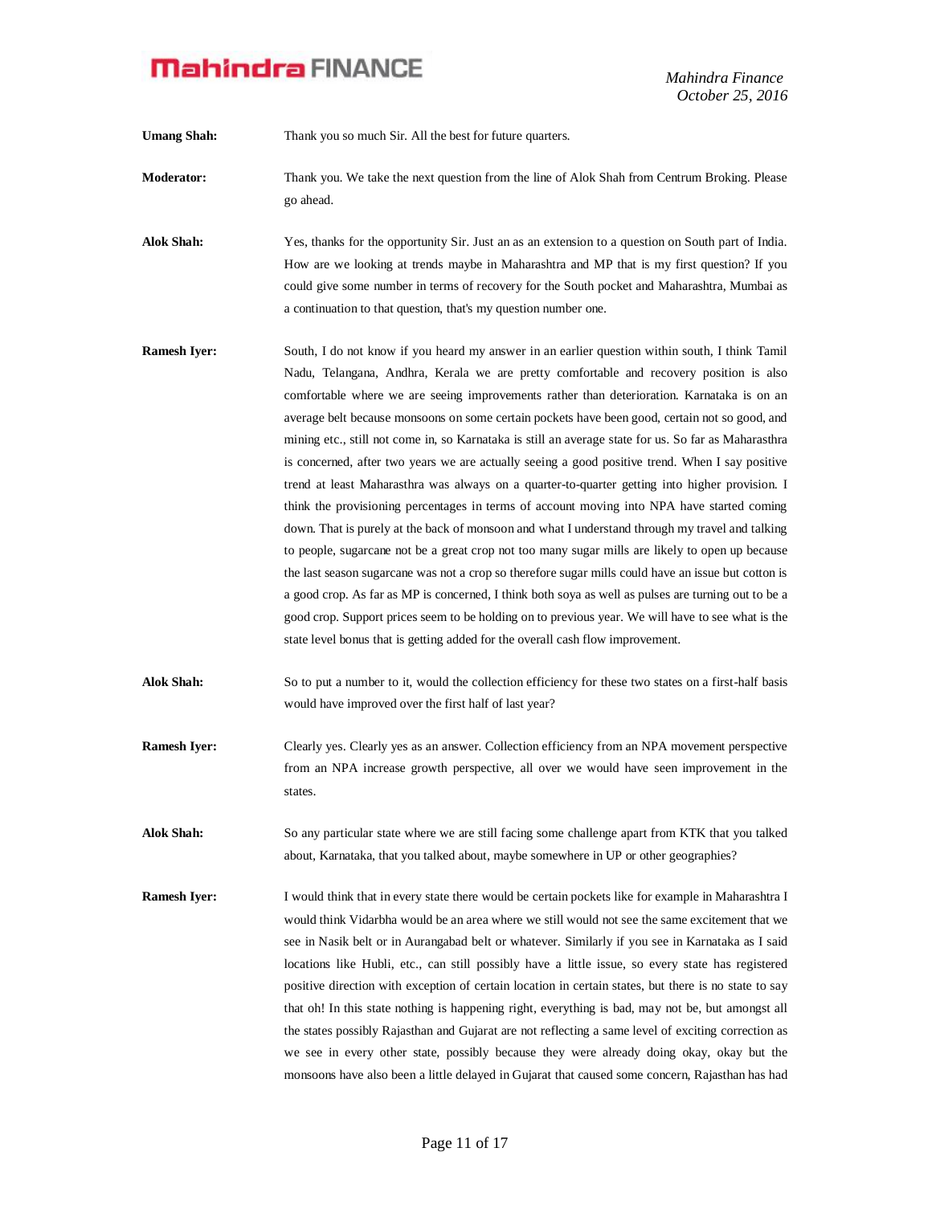**Umang Shah:** Thank you so much Sir. All the best for future quarters.

**Moderator:** Thank you. We take the next question from the line of Alok Shah from Centrum Broking. Please go ahead.

**Alok Shah:** Yes, thanks for the opportunity Sir. Just an as an extension to a question on South part of India. How are we looking at trends maybe in Maharashtra and MP that is my first question? If you could give some number in terms of recovery for the South pocket and Maharashtra, Mumbai as a continuation to that question, that's my question number one.

**Ramesh Iyer:** South, I do not know if you heard my answer in an earlier question within south, I think Tamil Nadu, Telangana, Andhra, Kerala we are pretty comfortable and recovery position is also comfortable where we are seeing improvements rather than deterioration. Karnataka is on an average belt because monsoons on some certain pockets have been good, certain not so good, and mining etc., still not come in, so Karnataka is still an average state for us. So far as Maharasthra is concerned, after two years we are actually seeing a good positive trend. When I say positive trend at least Maharasthra was always on a quarter-to-quarter getting into higher provision. I think the provisioning percentages in terms of account moving into NPA have started coming down. That is purely at the back of monsoon and what I understand through my travel and talking to people, sugarcane not be a great crop not too many sugar mills are likely to open up because the last season sugarcane was not a crop so therefore sugar mills could have an issue but cotton is a good crop. As far as MP is concerned, I think both soya as well as pulses are turning out to be a good crop. Support prices seem to be holding on to previous year. We will have to see what is the state level bonus that is getting added for the overall cash flow improvement.

**Alok Shah:** So to put a number to it, would the collection efficiency for these two states on a first-half basis would have improved over the first half of last year?

**Ramesh Iyer:** Clearly yes. Clearly yes as an answer. Collection efficiency from an NPA movement perspective from an NPA increase growth perspective, all over we would have seen improvement in the states.

**Alok Shah:** So any particular state where we are still facing some challenge apart from KTK that you talked about, Karnataka, that you talked about, maybe somewhere in UP or other geographies?

**Ramesh Iyer:** I would think that in every state there would be certain pockets like for example in Maharashtra I would think Vidarbha would be an area where we still would not see the same excitement that we see in Nasik belt or in Aurangabad belt or whatever. Similarly if you see in Karnataka as I said locations like Hubli, etc., can still possibly have a little issue, so every state has registered positive direction with exception of certain location in certain states, but there is no state to say that oh! In this state nothing is happening right, everything is bad, may not be, but amongst all the states possibly Rajasthan and Gujarat are not reflecting a same level of exciting correction as we see in every other state, possibly because they were already doing okay, okay but the monsoons have also been a little delayed in Gujarat that caused some concern, Rajasthan has had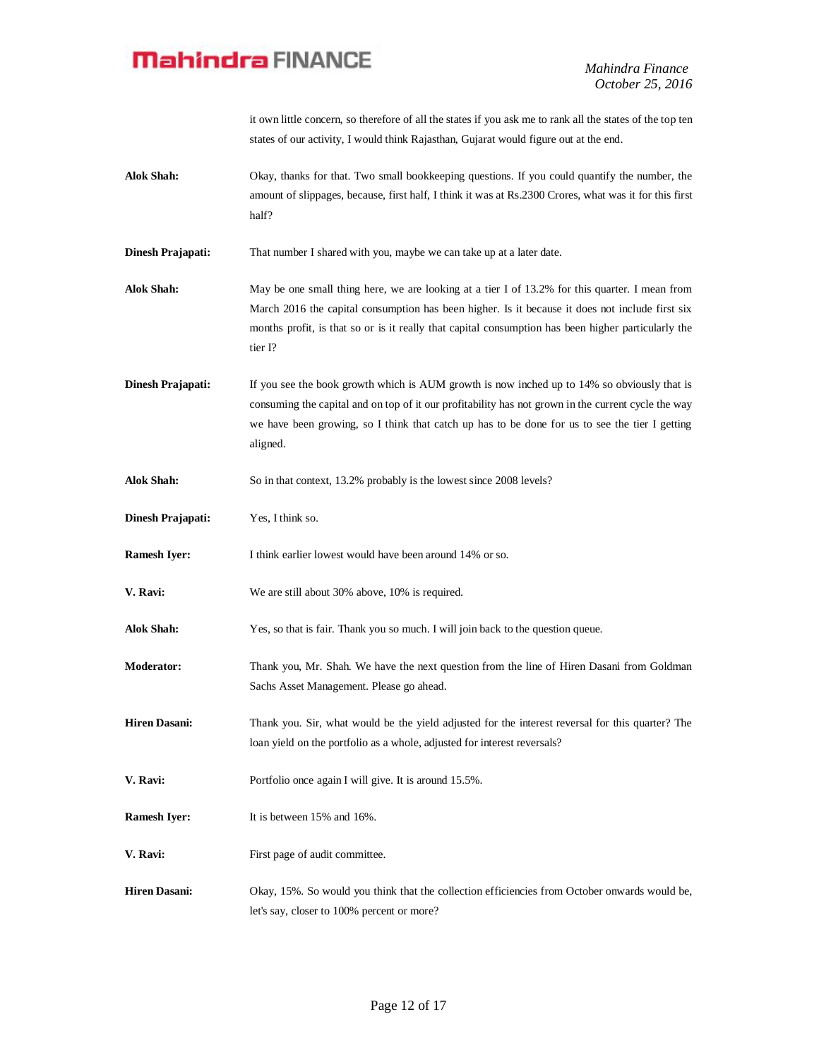it own little concern, so therefore of all the states if you ask me to rank all the states of the top ten states of our activity, I would think Rajasthan, Gujarat would figure out at the end.

**Alok Shah:** Okay, thanks for that. Two small bookkeeping questions. If you could quantify the number, the amount of slippages, because, first half, I think it was at Rs.2300 Crores, what was it for this first half?

**Dinesh Prajapati:** That number I shared with you, maybe we can take up at a later date.

**Alok Shah:** May be one small thing here, we are looking at a tier I of 13.2% for this quarter. I mean from March 2016 the capital consumption has been higher. Is it because it does not include first six months profit, is that so or is it really that capital consumption has been higher particularly the tier I?

**Dinesh Prajapati:** If you see the book growth which is AUM growth is now inched up to 14% so obviously that is consuming the capital and on top of it our profitability has not grown in the current cycle the way we have been growing, so I think that catch up has to be done for us to see the tier I getting aligned.

**Alok Shah:** So in that context, 13.2% probably is the lowest since 2008 levels?

**Dinesh Prajapati:** Yes, I think so.

**Ramesh Iyer:** I think earlier lowest would have been around 14% or so.

**V. Ravi:** We are still about 30% above, 10% is required.

**Alok Shah:** Yes, so that is fair. Thank you so much. I will join back to the question queue.

**Moderator:** Thank you, Mr. Shah. We have the next question from the line of Hiren Dasani from Goldman Sachs Asset Management. Please go ahead.

**Hiren Dasani:** Thank you. Sir, what would be the yield adjusted for the interest reversal for this quarter? The loan yield on the portfolio as a whole, adjusted for interest reversals?

**V. Ravi:** Portfolio once again I will give. It is around 15.5%.

**Ramesh Iyer:** It is between 15% and 16%.

**V. Ravi:** First page of audit committee.

**Hiren Dasani:** Okay, 15%. So would you think that the collection efficiencies from October onwards would be, let's say, closer to 100% percent or more?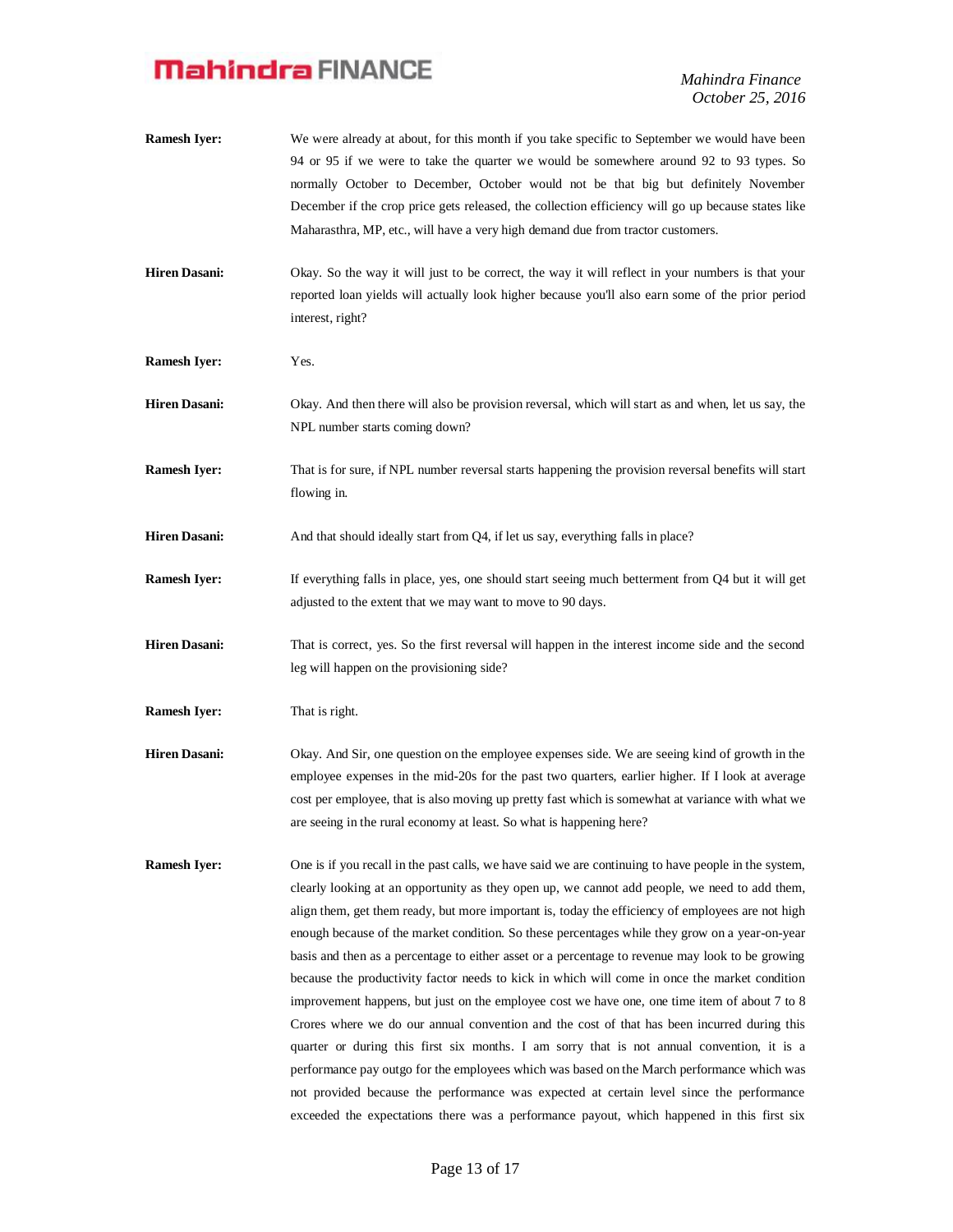**Ramesh Iyer:** We were already at about, for this month if you take specific to September we would have been 94 or 95 if we were to take the quarter we would be somewhere around 92 to 93 types. So normally October to December, October would not be that big but definitely November December if the crop price gets released, the collection efficiency will go up because states like Maharasthra, MP, etc., will have a very high demand due from tractor customers.

**Hiren Dasani:** Okay. So the way it will just to be correct, the way it will reflect in your numbers is that your reported loan yields will actually look higher because you'll also earn some of the prior period interest, right?

**Ramesh Iyer:** Yes.

**Hiren Dasani:** Okay. And then there will also be provision reversal, which will start as and when, let us say, the NPL number starts coming down?

**Ramesh Iyer:** That is for sure, if NPL number reversal starts happening the provision reversal benefits will start flowing in.

**Hiren Dasani:** And that should ideally start from Q4, if let us say, everything falls in place?

**Ramesh Iyer:** If everything falls in place, yes, one should start seeing much betterment from Q4 but it will get adjusted to the extent that we may want to move to 90 days.

**Hiren Dasani:** That is correct, yes. So the first reversal will happen in the interest income side and the second leg will happen on the provisioning side?

**Ramesh Iyer:** That is right.

**Hiren Dasani:** Okay. And Sir, one question on the employee expenses side. We are seeing kind of growth in the employee expenses in the mid-20s for the past two quarters, earlier higher. If I look at average cost per employee, that is also moving up pretty fast which is somewhat at variance with what we are seeing in the rural economy at least. So what is happening here?

**Ramesh Iyer:** One is if you recall in the past calls, we have said we are continuing to have people in the system, clearly looking at an opportunity as they open up, we cannot add people, we need to add them, align them, get them ready, but more important is, today the efficiency of employees are not high enough because of the market condition. So these percentages while they grow on a year-on-year basis and then as a percentage to either asset or a percentage to revenue may look to be growing because the productivity factor needs to kick in which will come in once the market condition improvement happens, but just on the employee cost we have one, one time item of about 7 to 8 Crores where we do our annual convention and the cost of that has been incurred during this quarter or during this first six months. I am sorry that is not annual convention, it is a performance pay outgo for the employees which was based on the March performance which was not provided because the performance was expected at certain level since the performance exceeded the expectations there was a performance payout, which happened in this first six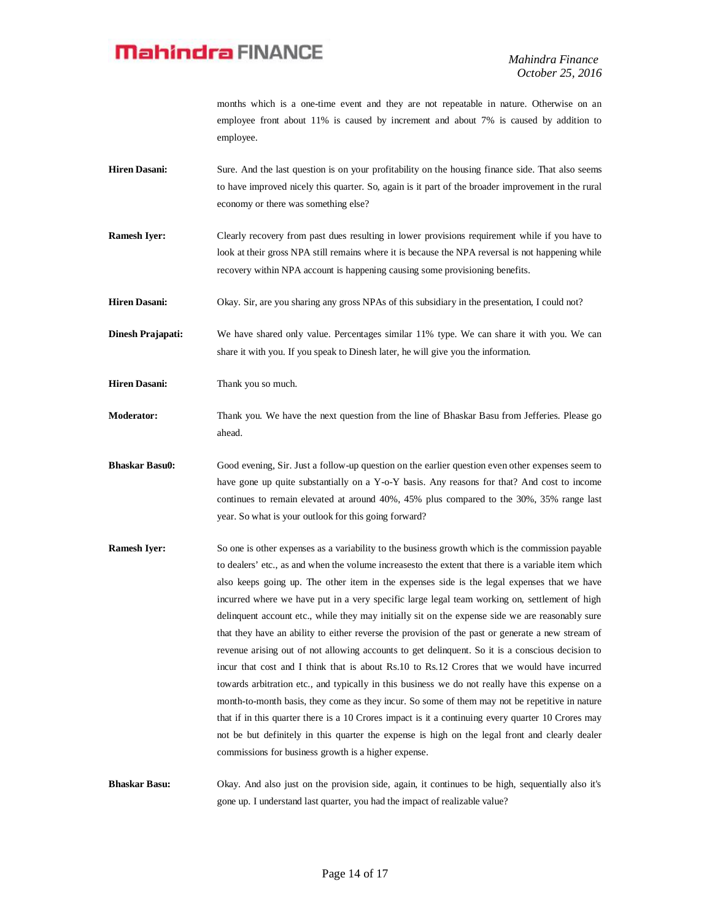months which is a one-time event and they are not repeatable in nature. Otherwise on an employee front about 11% is caused by increment and about 7% is caused by addition to employee.

**Hiren Dasani:** Sure. And the last question is on your profitability on the housing finance side. That also seems to have improved nicely this quarter. So, again is it part of the broader improvement in the rural economy or there was something else?

**Ramesh Iyer:** Clearly recovery from past dues resulting in lower provisions requirement while if you have to look at their gross NPA still remains where it is because the NPA reversal is not happening while recovery within NPA account is happening causing some provisioning benefits.

**Hiren Dasani:** Okay. Sir, are you sharing any gross NPAs of this subsidiary in the presentation, I could not?

**Dinesh Prajapati:** We have shared only value. Percentages similar 11% type. We can share it with you. We can share it with you. If you speak to Dinesh later, he will give you the information.

**Hiren Dasani:** Thank you so much.

**Moderator:** Thank you. We have the next question from the line of Bhaskar Basu from Jefferies. Please go ahead.

**Bhaskar Basu0:** Good evening, Sir. Just a follow-up question on the earlier question even other expenses seem to have gone up quite substantially on a Y-o-Y basis. Any reasons for that? And cost to income continues to remain elevated at around 40%, 45% plus compared to the 30%, 35% range last year. So what is your outlook for this going forward?

**Ramesh Iyer:** So one is other expenses as a variability to the business growth which is the commission payable to dealers' etc., as and when the volume increasesto the extent that there is a variable item which also keeps going up. The other item in the expenses side is the legal expenses that we have incurred where we have put in a very specific large legal team working on, settlement of high delinquent account etc., while they may initially sit on the expense side we are reasonably sure that they have an ability to either reverse the provision of the past or generate a new stream of revenue arising out of not allowing accounts to get delinquent. So it is a conscious decision to incur that cost and I think that is about Rs.10 to Rs.12 Crores that we would have incurred towards arbitration etc., and typically in this business we do not really have this expense on a month-to-month basis, they come as they incur. So some of them may not be repetitive in nature that if in this quarter there is a 10 Crores impact is it a continuing every quarter 10 Crores may not be but definitely in this quarter the expense is high on the legal front and clearly dealer commissions for business growth is a higher expense.

**Bhaskar Basu:** Okay. And also just on the provision side, again, it continues to be high, sequentially also it's gone up. I understand last quarter, you had the impact of realizable value?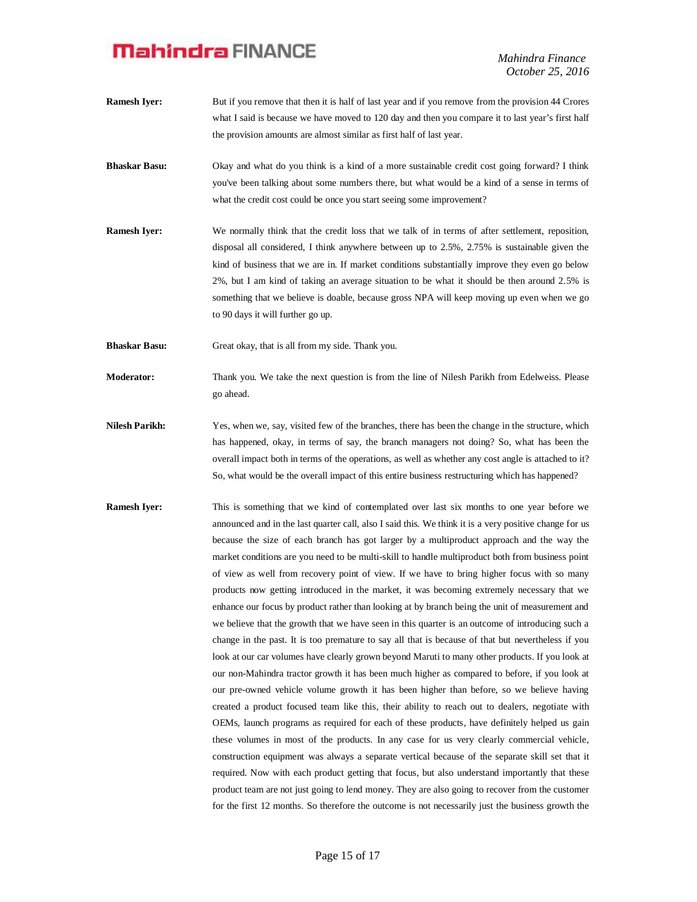**Ramesh Iyer:** But if you remove that then it is half of last year and if you remove from the provision 44 Crores what I said is because we have moved to 120 day and then you compare it to last year's first half the provision amounts are almost similar as first half of last year.

**Bhaskar Basu:** Okay and what do you think is a kind of a more sustainable credit cost going forward? I think you've been talking about some numbers there, but what would be a kind of a sense in terms of what the credit cost could be once you start seeing some improvement?

**Ramesh Iyer:** We normally think that the credit loss that we talk of in terms of after settlement, reposition, disposal all considered, I think anywhere between up to 2.5%, 2.75% is sustainable given the kind of business that we are in. If market conditions substantially improve they even go below 2%, but I am kind of taking an average situation to be what it should be then around 2.5% is something that we believe is doable, because gross NPA will keep moving up even when we go to 90 days it will further go up.

**Bhaskar Basu:** Great okay, that is all from my side. Thank you.

**Moderator:** Thank you. We take the next question is from the line of Nilesh Parikh from Edelweiss. Please go ahead.

**Nilesh Parikh:** Yes, when we, say, visited few of the branches, there has been the change in the structure, which has happened, okay, in terms of say, the branch managers not doing? So, what has been the overall impact both in terms of the operations, as well as whether any cost angle is attached to it? So, what would be the overall impact of this entire business restructuring which has happened?

**Ramesh Iyer:** This is something that we kind of contemplated over last six months to one year before we announced and in the last quarter call, also I said this. We think it is a very positive change for us because the size of each branch has got larger by a multiproduct approach and the way the market conditions are you need to be multi-skill to handle multiproduct both from business point of view as well from recovery point of view. If we have to bring higher focus with so many products now getting introduced in the market, it was becoming extremely necessary that we enhance our focus by product rather than looking at by branch being the unit of measurement and we believe that the growth that we have seen in this quarter is an outcome of introducing such a change in the past. It is too premature to say all that is because of that but nevertheless if you look at our car volumes have clearly grown beyond Maruti to many other products. If you look at our non-Mahindra tractor growth it has been much higher as compared to before, if you look at our pre-owned vehicle volume growth it has been higher than before, so we believe having created a product focused team like this, their ability to reach out to dealers, negotiate with OEMs, launch programs as required for each of these products, have definitely helped us gain these volumes in most of the products. In any case for us very clearly commercial vehicle, construction equipment was always a separate vertical because of the separate skill set that it required. Now with each product getting that focus, but also understand importantly that these product team are not just going to lend money. They are also going to recover from the customer for the first 12 months. So therefore the outcome is not necessarily just the business growth the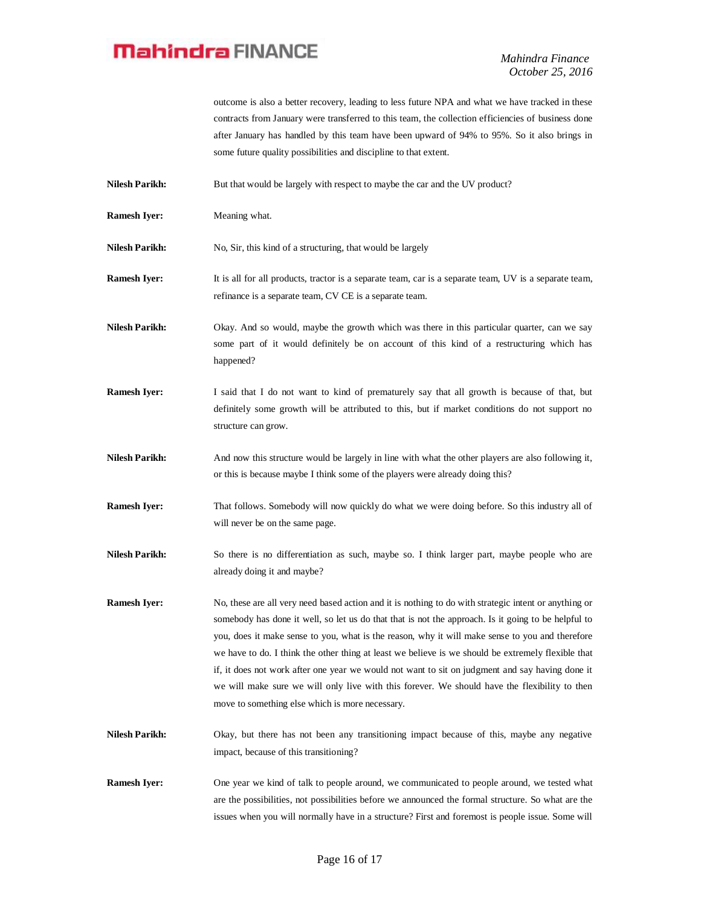outcome is also a better recovery, leading to less future NPA and what we have tracked in these contracts from January were transferred to this team, the collection efficiencies of business done after January has handled by this team have been upward of 94% to 95%. So it also brings in some future quality possibilities and discipline to that extent.

**Nilesh Parikh:** But that would be largely with respect to maybe the car and the UV product?

**Ramesh Iyer:** Meaning what.

**Nilesh Parikh:** No, Sir, this kind of a structuring, that would be largely

**Ramesh Iyer:** It is all for all products, tractor is a separate team, car is a separate team, UV is a separate team, refinance is a separate team, CV CE is a separate team.

**Nilesh Parikh:** Okay. And so would, maybe the growth which was there in this particular quarter, can we say some part of it would definitely be on account of this kind of a restructuring which has happened?

**Ramesh Iyer:** I said that I do not want to kind of prematurely say that all growth is because of that, but definitely some growth will be attributed to this, but if market conditions do not support no structure can grow.

**Nilesh Parikh:** And now this structure would be largely in line with what the other players are also following it, or this is because maybe I think some of the players were already doing this?

**Ramesh Iyer:** That follows. Somebody will now quickly do what we were doing before. So this industry all of will never be on the same page.

**Nilesh Parikh:** So there is no differentiation as such, maybe so. I think larger part, maybe people who are already doing it and maybe?

**Ramesh Iyer:** No, these are all very need based action and it is nothing to do with strategic intent or anything or somebody has done it well, so let us do that that is not the approach. Is it going to be helpful to you, does it make sense to you, what is the reason, why it will make sense to you and therefore we have to do. I think the other thing at least we believe is we should be extremely flexible that if, it does not work after one year we would not want to sit on judgment and say having done it we will make sure we will only live with this forever. We should have the flexibility to then move to something else which is more necessary.

**Nilesh Parikh:** Okay, but there has not been any transitioning impact because of this, maybe any negative impact, because of this transitioning?

**Ramesh Iyer:** One year we kind of talk to people around, we communicated to people around, we tested what are the possibilities, not possibilities before we announced the formal structure. So what are the issues when you will normally have in a structure? First and foremost is people issue. Some will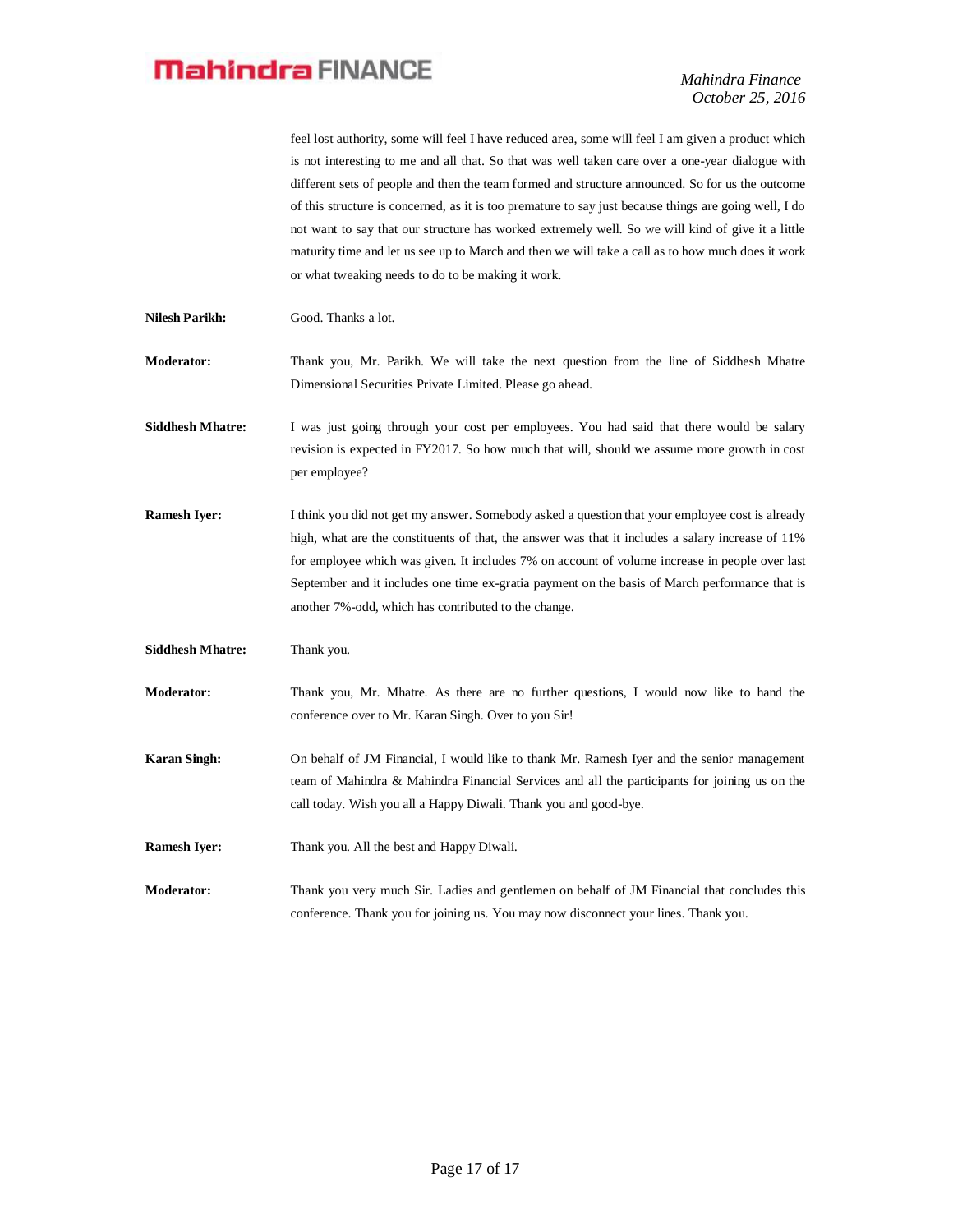feel lost authority, some will feel I have reduced area, some will feel I am given a product which is not interesting to me and all that. So that was well taken care over a one-year dialogue with different sets of people and then the team formed and structure announced. So for us the outcome of this structure is concerned, as it is too premature to say just because things are going well, I do not want to say that our structure has worked extremely well. So we will kind of give it a little maturity time and let us see up to March and then we will take a call as to how much does it work or what tweaking needs to do to be making it work.

**Nilesh Parikh:** Good. Thanks a lot.

**Moderator:** Thank you, Mr. Parikh. We will take the next question from the line of Siddhesh Mhatre Dimensional Securities Private Limited. Please go ahead.

**Siddhesh Mhatre:** I was just going through your cost per employees. You had said that there would be salary revision is expected in FY2017. So how much that will, should we assume more growth in cost per employee?

**Ramesh Iyer:** I think you did not get my answer. Somebody asked a question that your employee cost is already high, what are the constituents of that, the answer was that it includes a salary increase of 11% for employee which was given. It includes 7% on account of volume increase in people over last September and it includes one time ex-gratia payment on the basis of March performance that is another 7%-odd, which has contributed to the change.

**Siddhesh Mhatre:** Thank you.

**Moderator:** Thank you, Mr. Mhatre. As there are no further questions, I would now like to hand the conference over to Mr. Karan Singh. Over to you Sir!

**Karan Singh:** On behalf of JM Financial, I would like to thank Mr. Ramesh Iyer and the senior management team of Mahindra & Mahindra Financial Services and all the participants for joining us on the call today. Wish you all a Happy Diwali. Thank you and good-bye.

**Ramesh Iyer:** Thank you. All the best and Happy Diwali.

**Moderator:** Thank you very much Sir. Ladies and gentlemen on behalf of JM Financial that concludes this conference. Thank you for joining us. You may now disconnect your lines. Thank you.